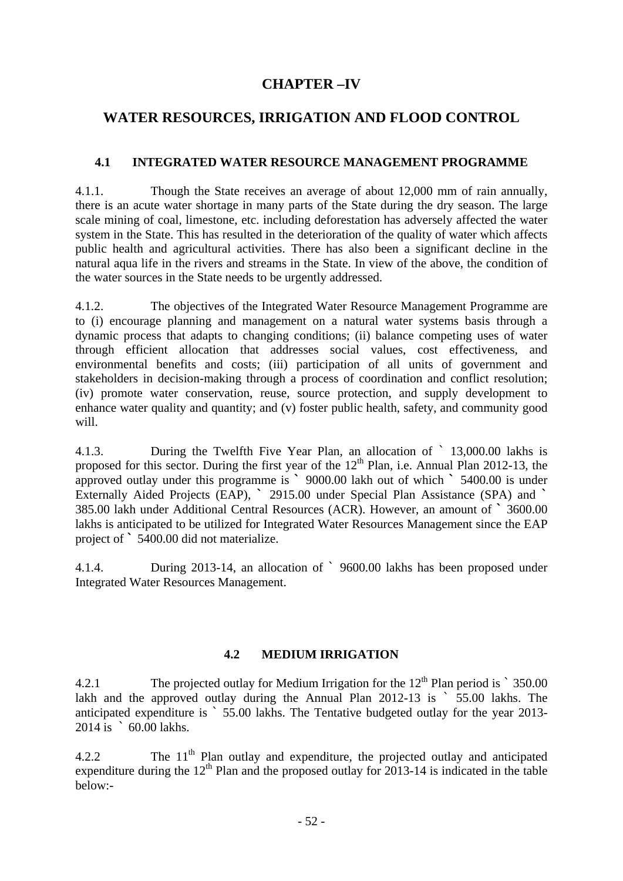# CHAPTER –IV

# WATER RESOURCES, IRRIGATION AND FLOOD CONTROL

## 4.1 INTEGRATED WATER RESOURCE MANAGEMENT PROGRAMME

4.1.1. Though the State receives an average of about 12,000 mm of rain annually, there is an acute water shortage in many parts of the State during the dry season. The large scale mining of coal, limestone, etc. including deforestation has adversely affected the water system in the State. This has resulted in the deterioration of the quality of water which affects public health and agricultural activities. There has also been a significant decline in the natural aqua life in the rivers and streams in the State. In view of the above, the condition of the water sources in the State needs to be urgently addressed.

4.1.2. The objectives of the Integrated Water Resource Management Programme are to (i) encourage planning and management on a natural water systems basis through a dynamic process that adapts to changing conditions; (ii) balance competing uses of water through efficient allocation that addresses social values, cost effectiveness, and environmental benefits and costs; (iii) participation of all units of government and stakeholders in decision-making through a process of coordination and conflict resolution; (iv) promote water conservation, reuse, source protection, and supply development to enhance water quality and quantity; and (v) foster public health, safety, and community good will.

4.1.3. During the Twelfth Five Year Plan, an allocation of ` 13,000.00 lakhs is proposed for this sector. During the first year of the 12th Plan, i.e. Annual Plan 2012-13, the approved outlay under this programme is ` 9000.00 lakh out of which ` 5400.00 is under Externally Aided Projects (EAP), ` 2915.00 under Special Plan Assistance (SPA) and ` 385.00 lakh under Additional Central Resources (ACR). However, an amount of ` 3600.00 lakhs is anticipated to be utilized for Integrated Water Resources Management since the EAP project of ` 5400.00 did not materialize.

4.1.4. During 2013-14, an allocation of ` 9600.00 lakhs has been proposed under Integrated Water Resources Management.

## 4.2 MEDIUM IRRIGATION

4.2.1 The projected outlay for Medium Irrigation for the 12th Plan period is ` 350.00 lakh and the approved outlay during the Annual Plan 2012-13 is ` 55.00 lakhs. The anticipated expenditure is ` 55.00 lakhs. The Tentative budgeted outlay for the year 2013-2014 is ` 60.00 lakhs.

4.2.2 The 11th Plan outlay and expenditure, the projected outlay and anticipated expenditure during the 12th Plan and the proposed outlay for 2013-14 is indicated in the table below:-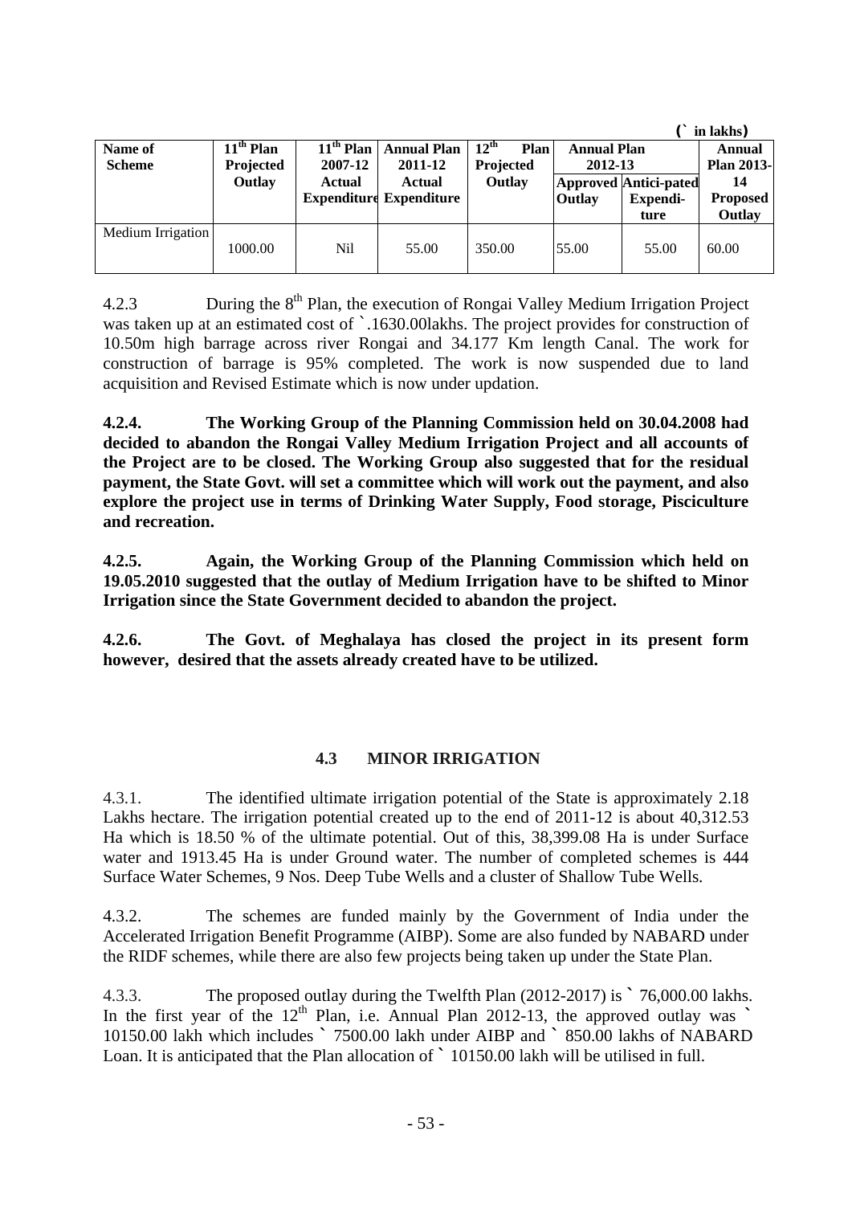(` in lakhs)

| Name of Scheme | 11th Plan Projected Outlay | 11th Plan 2007-12 Actual Expenditure | Annual Plan 2011-12 Actual Expenditure | 12th Plan Projected Outlay | Annual Plan 2012-13 | | Annual Plan 2013-14 Proposed Outlay |
|---|---|---|---|---|---|---|---|
| | | | | | Approved Outlay | Antici-pated Expendi-ture | |
| Medium Irrigation | 1000.00 | Nil | 55.00 | 350.00 | 55.00 | 55.00 | 60.00 |

4.2.3 During the 8th Plan, the execution of Rongai Valley Medium Irrigation Project was taken up at an estimated cost of `.1630.00lakhs. The project provides for construction of 10.50m high barrage across river Rongai and 34.177 Km length Canal. The work for construction of barrage is 95% completed. The work is now suspended due to land acquisition and Revised Estimate which is now under updation.

**4.2.4. The Working Group of the Planning Commission held on 30.04.2008 had decided to abandon the Rongai Valley Medium Irrigation Project and all accounts of the Project are to be closed. The Working Group also suggested that for the residual payment, the State Govt. will set a committee which will work out the payment, and also explore the project use in terms of Drinking Water Supply, Food storage, Pisciculture and recreation.**

**4.2.5. Again, the Working Group of the Planning Commission which held on 19.05.2010 suggested that the outlay of Medium Irrigation have to be shifted to Minor Irrigation since the State Government decided to abandon the project.**

**4.2.6. The Govt. of Meghalaya has closed the project in its present form however, desired that the assets already created have to be utilized.**

## 4.3 MINOR IRRIGATION

4.3.1. The identified ultimate irrigation potential of the State is approximately 2.18 Lakhs hectare. The irrigation potential created up to the end of 2011-12 is about 40,312.53 Ha which is 18.50 % of the ultimate potential. Out of this, 38,399.08 Ha is under Surface water and 1913.45 Ha is under Ground water. The number of completed schemes is 444 Surface Water Schemes, 9 Nos. Deep Tube Wells and a cluster of Shallow Tube Wells.

4.3.2. The schemes are funded mainly by the Government of India under the Accelerated Irrigation Benefit Programme (AIBP). Some are also funded by NABARD under the RIDF schemes, while there are also few projects being taken up under the State Plan.

4.3.3. The proposed outlay during the Twelfth Plan (2012-2017) is ` 76,000.00 lakhs. In the first year of the 12th Plan, i.e. Annual Plan 2012-13, the approved outlay was ` 10150.00 lakh which includes ` 7500.00 lakh under AIBP and ` 850.00 lakhs of NABARD Loan. It is anticipated that the Plan allocation of ` 10150.00 lakh will be utilised in full.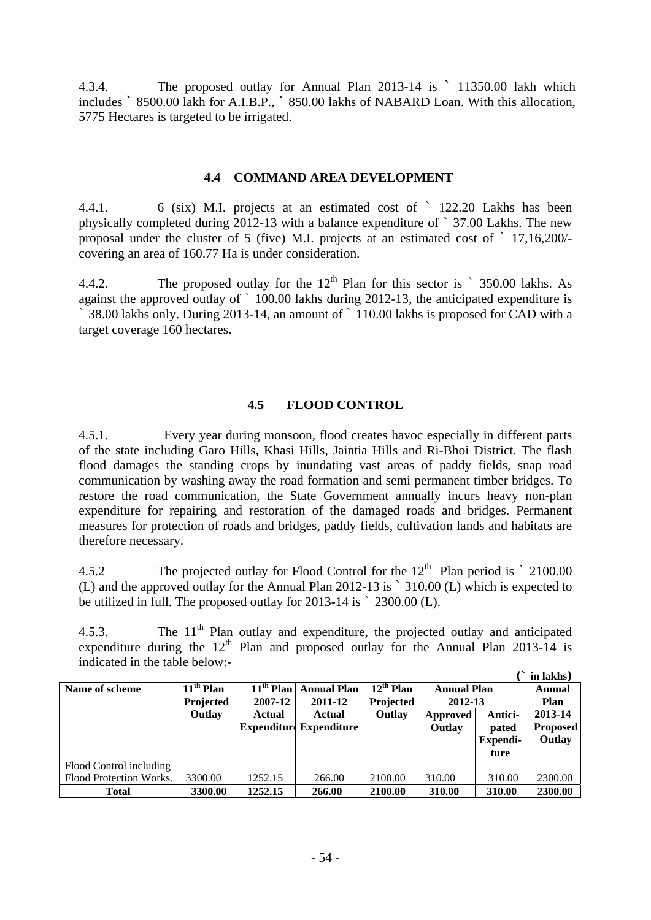4.3.4. The proposed outlay for Annual Plan 2013-14 is ` 11350.00 lakh which includes ` 8500.00 lakh for A.I.B.P., ` 850.00 lakhs of NABARD Loan. With this allocation, 5775 Hectares is targeted to be irrigated.

## 4.4 COMMAND AREA DEVELOPMENT

4.4.1. 6 (six) M.I. projects at an estimated cost of ` 122.20 Lakhs has been physically completed during 2012-13 with a balance expenditure of ` 37.00 Lakhs. The new proposal under the cluster of 5 (five) M.I. projects at an estimated cost of ` 17,16,200/- covering an area of 160.77 Ha is under consideration.

4.4.2. The proposed outlay for the 12th Plan for this sector is ` 350.00 lakhs. As against the approved outlay of ` 100.00 lakhs during 2012-13, the anticipated expenditure is ` 38.00 lakhs only. During 2013-14, an amount of ` 110.00 lakhs is proposed for CAD with a target coverage 160 hectares.

## 4.5 FLOOD CONTROL

4.5.1. Every year during monsoon, flood creates havoc especially in different parts of the state including Garo Hills, Khasi Hills, Jaintia Hills and Ri-Bhoi District. The flash flood damages the standing crops by inundating vast areas of paddy fields, snap road communication by washing away the road formation and semi permanent timber bridges. To restore the road communication, the State Government annually incurs heavy non-plan expenditure for repairing and restoration of the damaged roads and bridges. Permanent measures for protection of roads and bridges, paddy fields, cultivation lands and habitats are therefore necessary.

4.5.2 The projected outlay for Flood Control for the 12th Plan period is ` 2100.00 (L) and the approved outlay for the Annual Plan 2012-13 is ` 310.00 (L) which is expected to be utilized in full. The proposed outlay for 2013-14 is ` 2300.00 (L).

4.5.3. The 11th Plan outlay and expenditure, the projected outlay and anticipated expenditure during the 12th Plan and proposed outlay for the Annual Plan 2013-14 is indicated in the table below:-

(` in lakhs)

| Name of scheme | 11th Plan Projected Outlay | 11th Plan 2007-12 Actual Expenditure | Annual Plan 2011-12 Actual Expenditure | 12th Plan Projected Outlay | Annual Plan 2012-13 | | Annual Plan 2013-14 Proposed Outlay |
|---|---|---|---|---|---|---|---|
| | | | | | Approved Outlay | Anticipated Expenditure | |
| Flood Control including Flood Protection Works. | 3300.00 | 1252.15 | 266.00 | 2100.00 | 310.00 | 310.00 | 2300.00 |
| **Total** | **3300.00** | **1252.15** | **266.00** | **2100.00** | **310.00** | **310.00** | **2300.00** |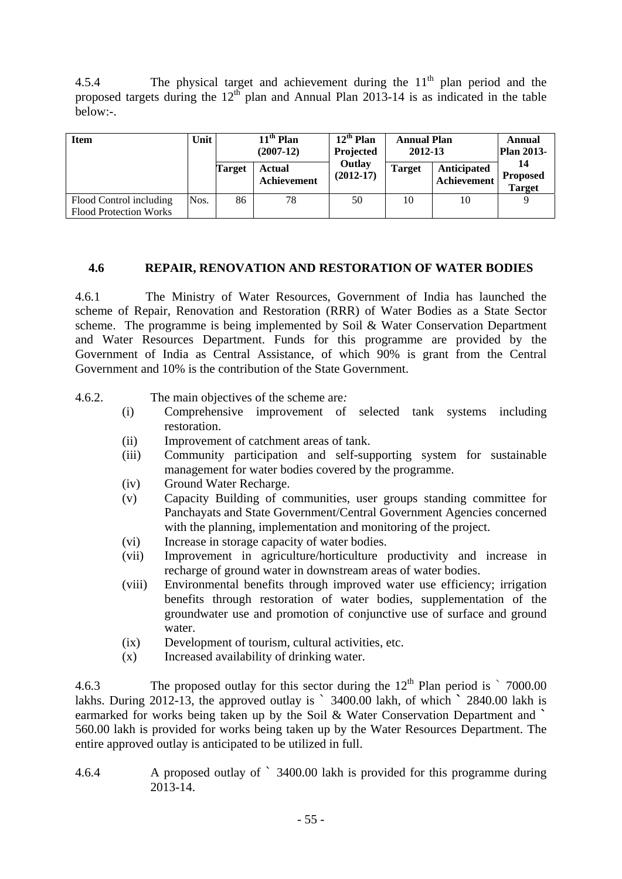4.5.4 The physical target and achievement during the 11th plan period and the proposed targets during the 12th plan and Annual Plan 2013-14 is as indicated in the table below:-.

| Item | Unit | 11th Plan (2007-12) | | 12th Plan Projected Outlay (2012-17) | Annual Plan 2012-13 | | Annual Plan 2013-14 Proposed Target |
|---|---|---|---|---|---|---|---|
| | | Target | Actual Achievement | | Target | Anticipated Achievement | |
| Flood Control including Flood Protection Works | Nos. | 86 | 78 | 50 | 10 | 10 | 9 |

## 4.6 REPAIR, RENOVATION AND RESTORATION OF WATER BODIES

4.6.1 The Ministry of Water Resources, Government of India has launched the scheme of Repair, Renovation and Restoration (RRR) of Water Bodies as a State Sector scheme. The programme is being implemented by Soil & Water Conservation Department and Water Resources Department. Funds for this programme are provided by the Government of India as Central Assistance, of which 90% is grant from the Central Government and 10% is the contribution of the State Government.

4.6.2. The main objectives of the scheme are*:*

- (i) Comprehensive improvement of selected tank systems including restoration.
- (ii) Improvement of catchment areas of tank.
- (iii) Community participation and self-supporting system for sustainable management for water bodies covered by the programme.
- (iv) Ground Water Recharge.
- (v) Capacity Building of communities, user groups standing committee for Panchayats and State Government/Central Government Agencies concerned with the planning, implementation and monitoring of the project.
- (vi) Increase in storage capacity of water bodies.
- (vii) Improvement in agriculture/horticulture productivity and increase in recharge of ground water in downstream areas of water bodies.
- (viii) Environmental benefits through improved water use efficiency; irrigation benefits through restoration of water bodies, supplementation of the groundwater use and promotion of conjunctive use of surface and ground water.
- (ix) Development of tourism, cultural activities, etc.
- (x) Increased availability of drinking water.

4.6.3 The proposed outlay for this sector during the 12th Plan period is ` 7000.00 lakhs. During 2012-13, the approved outlay is ` 3400.00 lakh, of which ` 2840.00 lakh is earmarked for works being taken up by the Soil & Water Conservation Department and ` 560.00 lakh is provided for works being taken up by the Water Resources Department. The entire approved outlay is anticipated to be utilized in full.

4.6.4 A proposed outlay of ` 3400.00 lakh is provided for this programme during 2013-14.